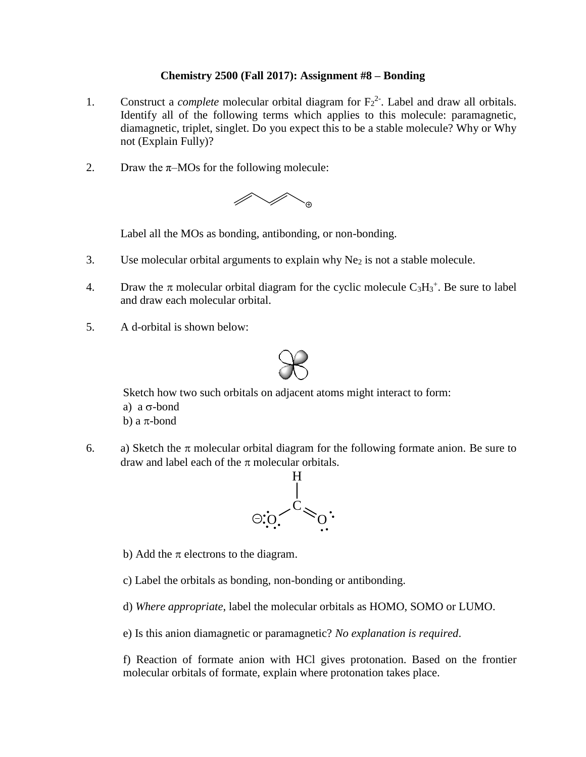**Chemistry 2500 (Fall 2017): Assignment #8 – Bonding**

1. Construct a *complete* molecular orbital diagram for $F_2^{2-}$. Label and draw all orbitals. Identify all of the following terms which applies to this molecule: paramagnetic, diamagnetic, triplet, singlet. Do you expect this to be a stable molecule? Why or Why not (Explain Fully)?

2. Draw the $\pi$–MOs for the following molecule:

   Label all the MOs as bonding, antibonding, or non-bonding.

3. Use molecular orbital arguments to explain why $Ne_2$ is not a stable molecule.

4. Draw the $\pi$ molecular orbital diagram for the cyclic molecule $C_3H_3^+$. Be sure to label and draw each molecular orbital.

5. A d-orbital is shown below:

   Sketch how two such orbitals on adjacent atoms might interact to form:
   a) a $\sigma$-bond
   b) a $\pi$-bond

6. a) Sketch the $\pi$ molecular orbital diagram for the following formate anion. Be sure to draw and label each of the $\pi$ molecular orbitals.

   b) Add the $\pi$ electrons to the diagram.

   c) Label the orbitals as bonding, non-bonding or antibonding.

   d) *Where appropriate*, label the molecular orbitals as HOMO, SOMO or LUMO.

   e) Is this anion diamagnetic or paramagnetic? *No explanation is required*.

   f) Reaction of formate anion with HCl gives protonation. Based on the frontier molecular orbitals of formate, explain where protonation takes place.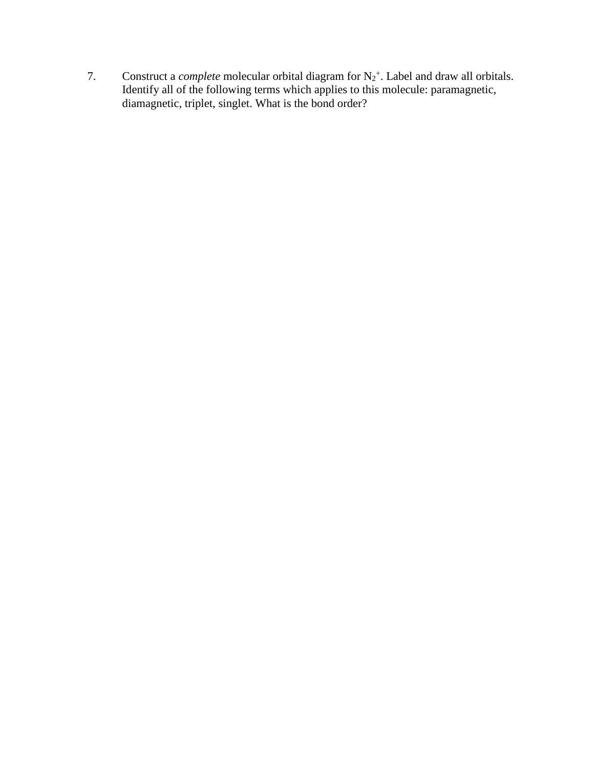7. Construct a *complete* molecular orbital diagram for $N_2^+$. Label and draw all orbitals. Identify all of the following terms which applies to this molecule: paramagnetic, diamagnetic, triplet, singlet. What is the bond order?